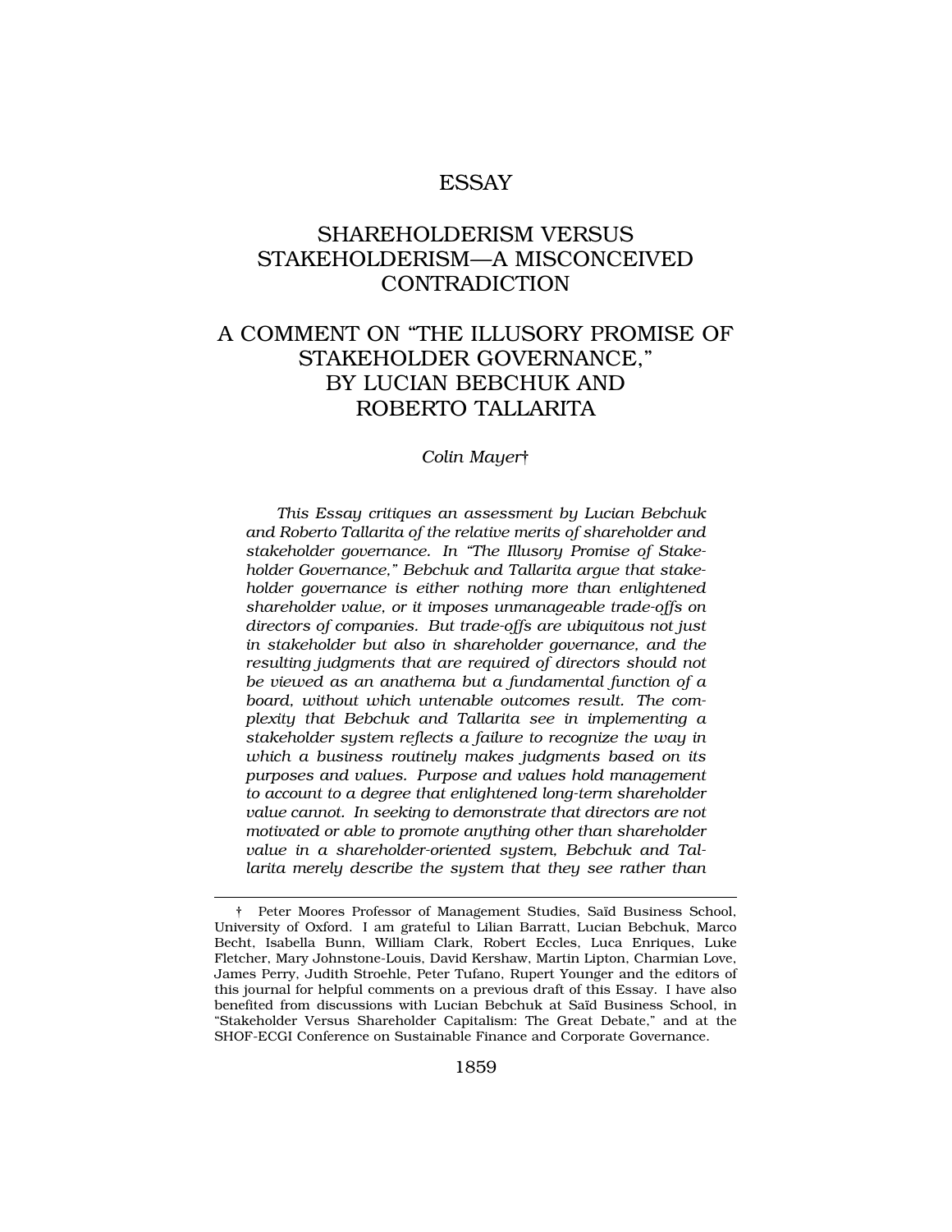# ESSAY

# SHAREHOLDERISM VERSUS STAKEHOLDERISM—A MISCONCEIVED CONTRADICTION

## A COMMENT ON "THE ILLUSORY PROMISE OF STAKEHOLDER GOVERNANCE," BY LUCIAN BEBCHUK AND ROBERTO TALLARITA

*Colin Mayer*†

*This Essay critiques an assessment by Lucian Bebchuk and Roberto Tallarita of the relative merits of shareholder and stakeholder governance. In "The Illusory Promise of Stakeholder Governance," Bebchuk and Tallarita argue that stakeholder governance is either nothing more than enlightened shareholder value, or it imposes unmanageable trade-offs on directors of companies. But trade-offs are ubiquitous not just in stakeholder but also in shareholder governance, and the resulting judgments that are required of directors should not be viewed as an anathema but a fundamental function of a board, without which untenable outcomes result. The complexity that Bebchuk and Tallarita see in implementing a stakeholder system reflects a failure to recognize the way in which a business routinely makes judgments based on its purposes and values. Purpose and values hold management to account to a degree that enlightened long-term shareholder value cannot. In seeking to demonstrate that directors are not motivated or able to promote anything other than shareholder value in a shareholder-oriented system, Bebchuk and Tallarita merely describe the system that they see rather than*

---

† Peter Moores Professor of Management Studies, Saïd Business School, University of Oxford. I am grateful to Lilian Barratt, Lucian Bebchuk, Marco Becht, Isabella Bunn, William Clark, Robert Eccles, Luca Enriques, Luke Fletcher, Mary Johnstone-Louis, David Kershaw, Martin Lipton, Charmian Love, James Perry, Judith Stroehle, Peter Tufano, Rupert Younger and the editors of this journal for helpful comments on a previous draft of this Essay. I have also benefited from discussions with Lucian Bebchuk at Saïd Business School, in "Stakeholder Versus Shareholder Capitalism: The Great Debate," and at the SHOF-ECGI Conference on Sustainable Finance and Corporate Governance.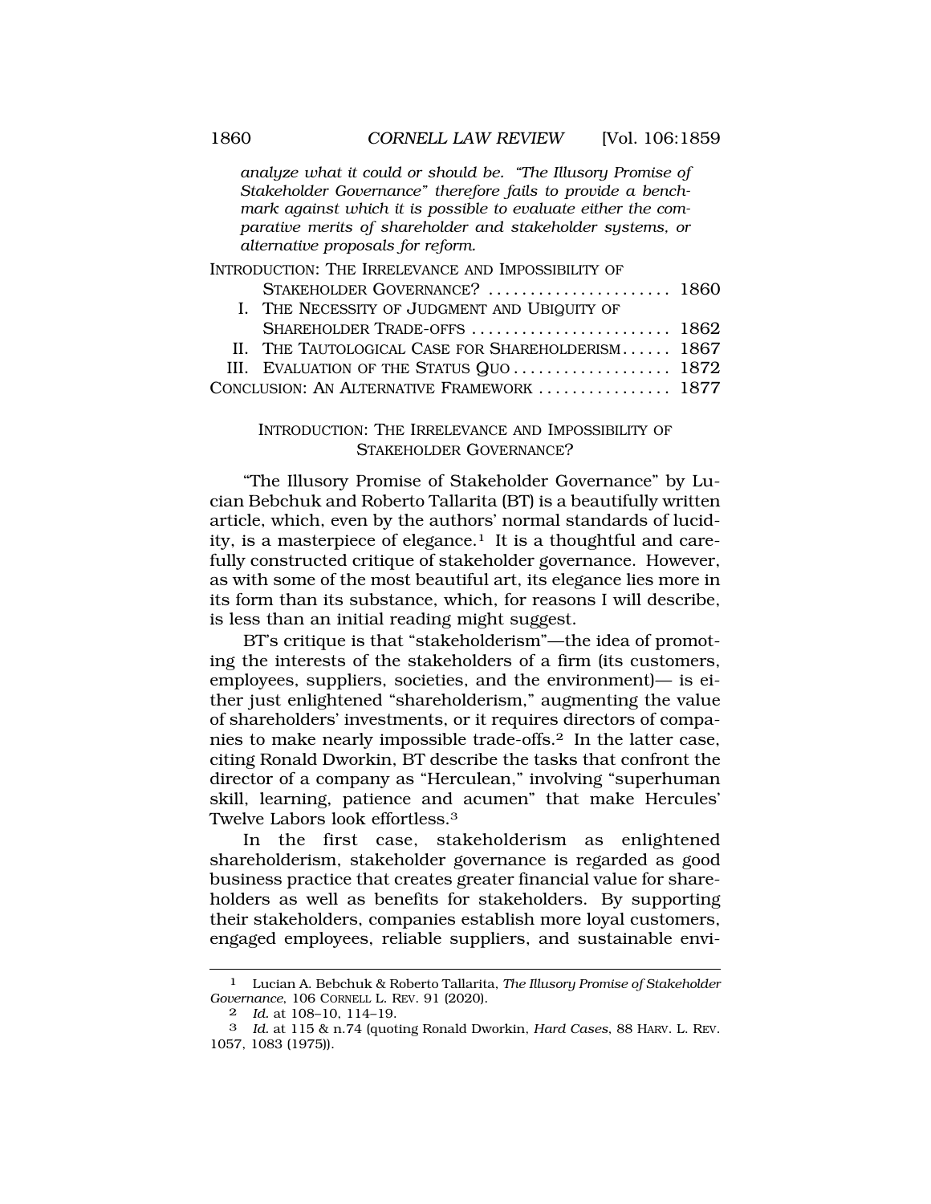*analyze what it could or should be. "The Illusory Promise of Stakeholder Governance" therefore fails to provide a benchmark against which it is possible to evaluate either the comparative merits of shareholder and stakeholder systems, or alternative proposals for reform.*

INTRODUCTION: THE IRRELEVANCE AND IMPOSSIBILITY OF STAKEHOLDER GOVERNANCE? ...................... 1860
- I. THE NECESSITY OF JUDGMENT AND UBIQUITY OF SHAREHOLDER TRADE-OFFS ........................ 1862
- II. THE TAUTOLOGICAL CASE FOR SHAREHOLDERISM...... 1867
- III. EVALUATION OF THE STATUS QUO .................. 1872

CONCLUSION: AN ALTERNATIVE FRAMEWORK ................ 1877

## INTRODUCTION: THE IRRELEVANCE AND IMPOSSIBILITY OF STAKEHOLDER GOVERNANCE?

"The Illusory Promise of Stakeholder Governance" by Lucian Bebchuk and Roberto Tallarita (BT) is a beautifully written article, which, even by the authors' normal standards of lucidity, is a masterpiece of elegance.[1] It is a thoughtful and carefully constructed critique of stakeholder governance. However, as with some of the most beautiful art, its elegance lies more in its form than its substance, which, for reasons I will describe, is less than an initial reading might suggest.

BT's critique is that "stakeholderism"—the idea of promoting the interests of the stakeholders of a firm (its customers, employees, suppliers, societies, and the environment)— is either just enlightened "shareholderism," augmenting the value of shareholders' investments, or it requires directors of companies to make nearly impossible trade-offs.[2] In the latter case, citing Ronald Dworkin, BT describe the tasks that confront the director of a company as "Herculean," involving "superhuman skill, learning, patience and acumen" that make Hercules' Twelve Labors look effortless.[3]

In the first case, stakeholderism as enlightened shareholderism, stakeholder governance is regarded as good business practice that creates greater financial value for shareholders as well as benefits for stakeholders. By supporting their stakeholders, companies establish more loyal customers, engaged employees, reliable suppliers, and sustainable envi-

---

1 Lucian A. Bebchuk & Roberto Tallarita, *The Illusory Promise of Stakeholder Governance*, 106 CORNELL L. REV. 91 (2020).

2 *Id.* at 108–10, 114–19.

3 *Id.* at 115 & n.74 (quoting Ronald Dworkin, *Hard Cases*, 88 HARV. L. REV. 1057, 1083 (1975)).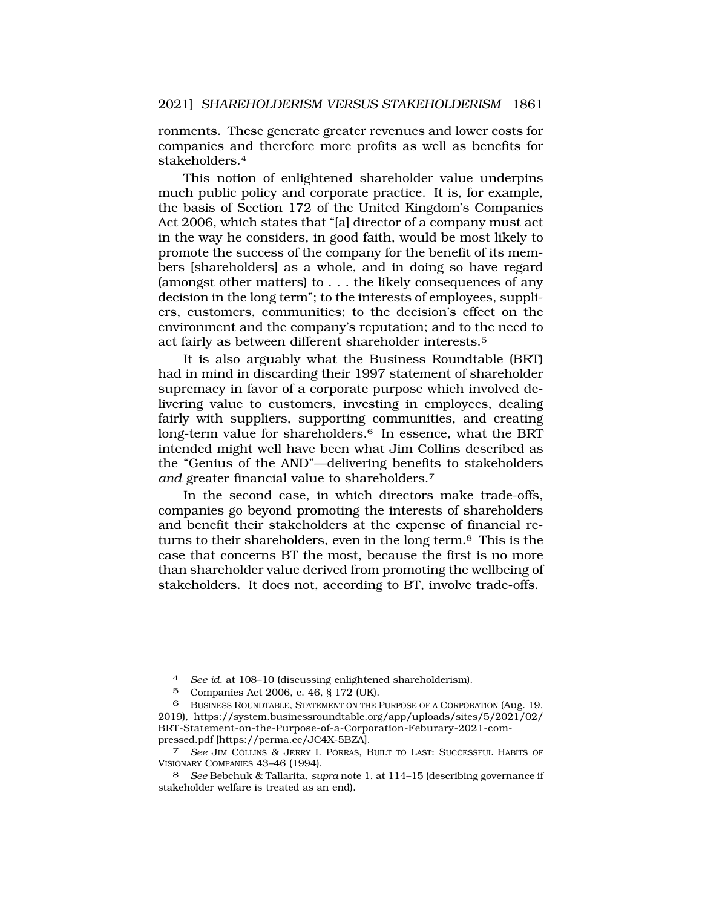ronments. These generate greater revenues and lower costs for companies and therefore more profits as well as benefits for stakeholders.[4]

This notion of enlightened shareholder value underpins much public policy and corporate practice. It is, for example, the basis of Section 172 of the United Kingdom's Companies Act 2006, which states that "[a] director of a company must act in the way he considers, in good faith, would be most likely to promote the success of the company for the benefit of its members [shareholders] as a whole, and in doing so have regard (amongst other matters) to . . . the likely consequences of any decision in the long term"; to the interests of employees, suppliers, customers, communities; to the decision's effect on the environment and the company's reputation; and to the need to act fairly as between different shareholder interests.[5]

It is also arguably what the Business Roundtable (BRT) had in mind in discarding their 1997 statement of shareholder supremacy in favor of a corporate purpose which involved delivering value to customers, investing in employees, dealing fairly with suppliers, supporting communities, and creating long-term value for shareholders.[6] In essence, what the BRT intended might well have been what Jim Collins described as the "Genius of the AND"—delivering benefits to stakeholders *and* greater financial value to shareholders.[7]

In the second case, in which directors make trade-offs, companies go beyond promoting the interests of shareholders and benefit their stakeholders at the expense of financial returns to their shareholders, even in the long term.[8] This is the case that concerns BT the most, because the first is no more than shareholder value derived from promoting the wellbeing of stakeholders. It does not, according to BT, involve trade-offs.

---

4 *See id.* at 108–10 (discussing enlightened shareholderism).

5 Companies Act 2006, c. 46, § 172 (UK).

6 BUSINESS ROUNDTABLE, STATEMENT ON THE PURPOSE OF A CORPORATION (Aug. 19, 2019), https://system.businessroundtable.org/app/uploads/sites/5/2021/02/BRT-Statement-on-the-Purpose-of-a-Corporation-Feburary-2021-compressed.pdf [https://perma.cc/JC4X-5BZA].

7 *See* JIM COLLINS & JERRY I. PORRAS, BUILT TO LAST: SUCCESSFUL HABITS OF VISIONARY COMPANIES 43–46 (1994).

8 *See* Bebchuk & Tallarita, *supra* note 1, at 114–15 (describing governance if stakeholder welfare is treated as an end).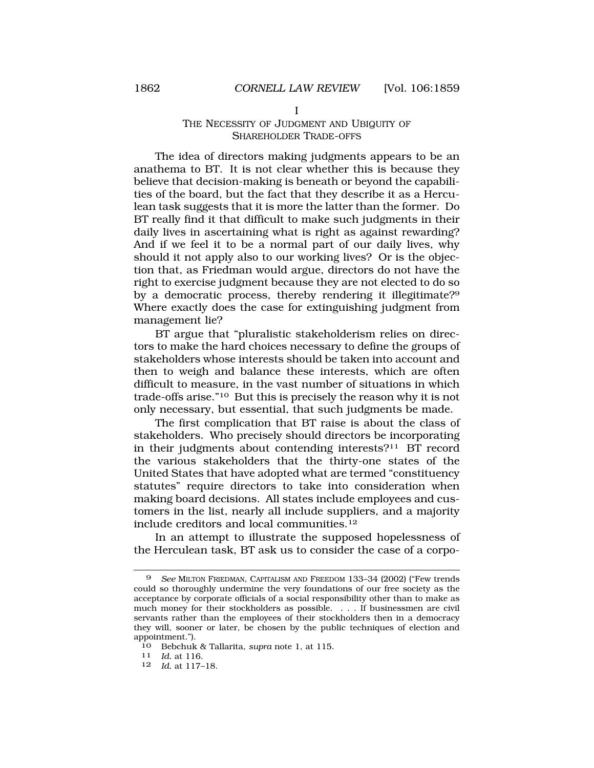## I
## THE NECESSITY OF JUDGMENT AND UBIQUITY OF SHAREHOLDER TRADE-OFFS

The idea of directors making judgments appears to be an anathema to BT. It is not clear whether this is because they believe that decision-making is beneath or beyond the capabilities of the board, but the fact that they describe it as a Herculean task suggests that it is more the latter than the former. Do BT really find it that difficult to make such judgments in their daily lives in ascertaining what is right as against rewarding? And if we feel it to be a normal part of our daily lives, why should it not apply also to our working lives? Or is the objection that, as Friedman would argue, directors do not have the right to exercise judgment because they are not elected to do so by a democratic process, thereby rendering it illegitimate?[9] Where exactly does the case for extinguishing judgment from management lie?

BT argue that "pluralistic stakeholderism relies on directors to make the hard choices necessary to define the groups of stakeholders whose interests should be taken into account and then to weigh and balance these interests, which are often difficult to measure, in the vast number of situations in which trade-offs arise."[10] But this is precisely the reason why it is not only necessary, but essential, that such judgments be made.

The first complication that BT raise is about the class of stakeholders. Who precisely should directors be incorporating in their judgments about contending interests?[11] BT record the various stakeholders that the thirty-one states of the United States that have adopted what are termed "constituency statutes" require directors to take into consideration when making board decisions. All states include employees and customers in the list, nearly all include suppliers, and a majority include creditors and local communities.[12]

In an attempt to illustrate the supposed hopelessness of the Herculean task, BT ask us to consider the case of a corpo-

---

[9] *See* MILTON FRIEDMAN, CAPITALISM AND FREEDOM 133–34 (2002) ("Few trends could so thoroughly undermine the very foundations of our free society as the acceptance by corporate officials of a social responsibility other than to make as much money for their stockholders as possible. . . . If businessmen are civil servants rather than the employees of their stockholders then in a democracy they will, sooner or later, be chosen by the public techniques of election and appointment.").

[10] Bebchuk & Tallarita, *supra* note 1, at 115.

[11] *Id.* at 116.

[12] *Id.* at 117–18.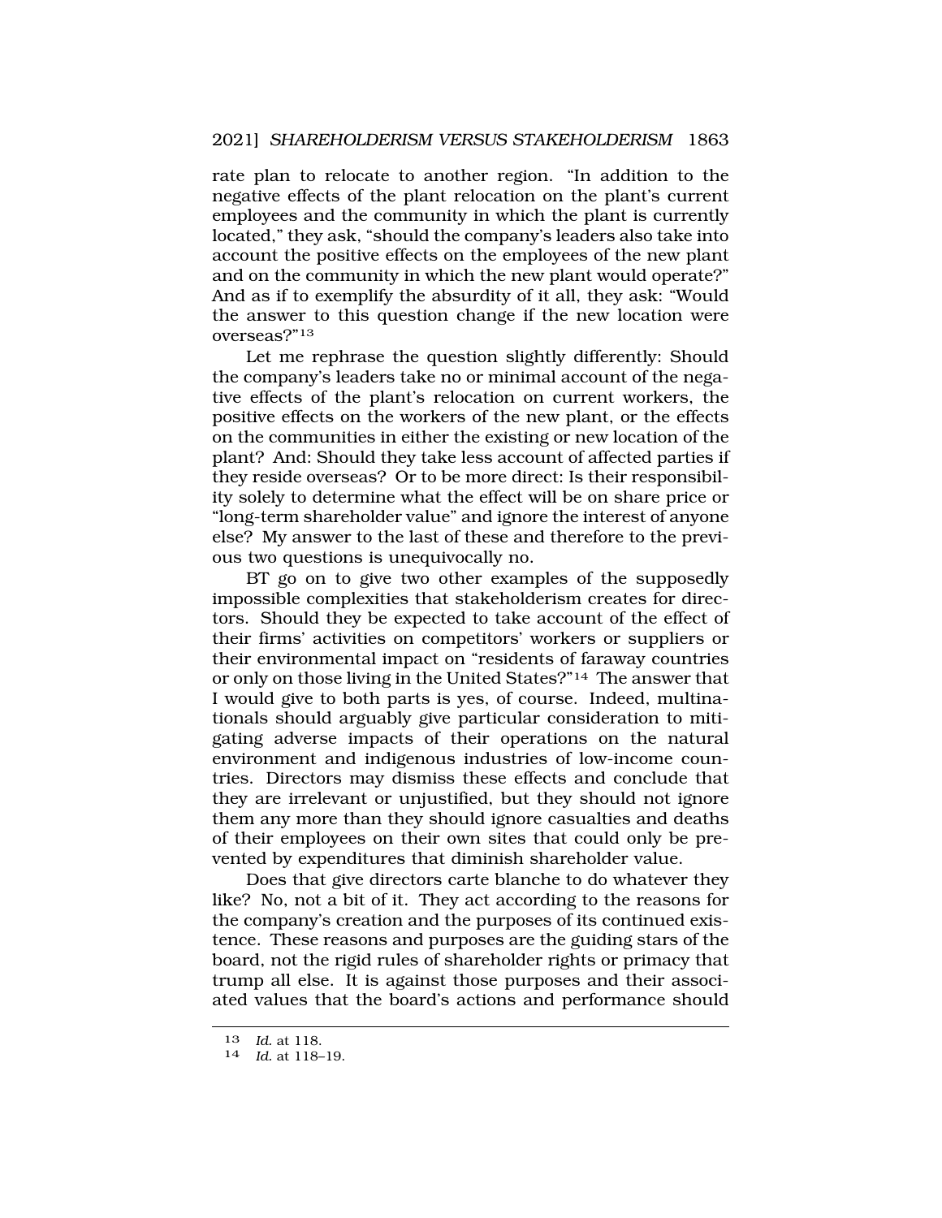rate plan to relocate to another region. "In addition to the negative effects of the plant relocation on the plant's current employees and the community in which the plant is currently located," they ask, "should the company's leaders also take into account the positive effects on the employees of the new plant and on the community in which the new plant would operate?" And as if to exemplify the absurdity of it all, they ask: "Would the answer to this question change if the new location were overseas?"[13]

Let me rephrase the question slightly differently: Should the company's leaders take no or minimal account of the negative effects of the plant's relocation on current workers, the positive effects on the workers of the new plant, or the effects on the communities in either the existing or new location of the plant? And: Should they take less account of affected parties if they reside overseas? Or to be more direct: Is their responsibility solely to determine what the effect will be on share price or "long-term shareholder value" and ignore the interest of anyone else? My answer to the last of these and therefore to the previous two questions is unequivocally no.

BT go on to give two other examples of the supposedly impossible complexities that stakeholderism creates for directors. Should they be expected to take account of the effect of their firms' activities on competitors' workers or suppliers or their environmental impact on "residents of faraway countries or only on those living in the United States?"[14] The answer that I would give to both parts is yes, of course. Indeed, multinationals should arguably give particular consideration to mitigating adverse impacts of their operations on the natural environment and indigenous industries of low-income countries. Directors may dismiss these effects and conclude that they are irrelevant or unjustified, but they should not ignore them any more than they should ignore casualties and deaths of their employees on their own sites that could only be prevented by expenditures that diminish shareholder value.

Does that give directors carte blanche to do whatever they like? No, not a bit of it. They act according to the reasons for the company's creation and the purposes of its continued existence. These reasons and purposes are the guiding stars of the board, not the rigid rules of shareholder rights or primacy that trump all else. It is against those purposes and their associated values that the board's actions and performance should

---

[13] *Id.* at 118.

[14] *Id.* at 118–19.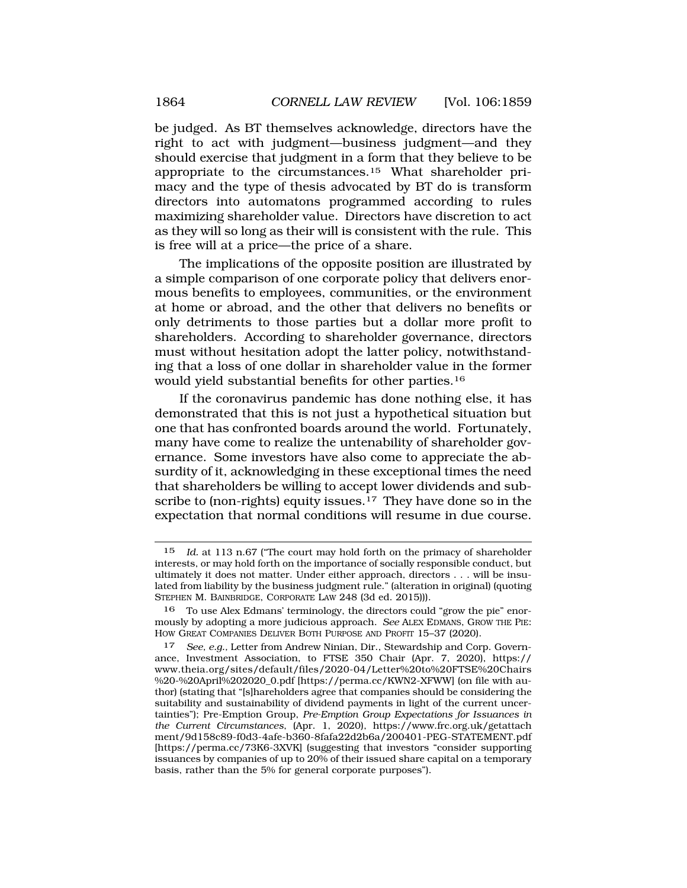be judged. As BT themselves acknowledge, directors have the right to act with judgment—business judgment—and they should exercise that judgment in a form that they believe to be appropriate to the circumstances.[15] What shareholder primacy and the type of thesis advocated by BT do is transform directors into automatons programmed according to rules maximizing shareholder value. Directors have discretion to act as they will so long as their will is consistent with the rule. This is free will at a price—the price of a share.

The implications of the opposite position are illustrated by a simple comparison of one corporate policy that delivers enormous benefits to employees, communities, or the environment at home or abroad, and the other that delivers no benefits or only detriments to those parties but a dollar more profit to shareholders. According to shareholder governance, directors must without hesitation adopt the latter policy, notwithstanding that a loss of one dollar in shareholder value in the former would yield substantial benefits for other parties.[16]

If the coronavirus pandemic has done nothing else, it has demonstrated that this is not just a hypothetical situation but one that has confronted boards around the world. Fortunately, many have come to realize the untenability of shareholder governance. Some investors have also come to appreciate the absurdity of it, acknowledging in these exceptional times the need that shareholders be willing to accept lower dividends and subscribe to (non-rights) equity issues.[17] They have done so in the expectation that normal conditions will resume in due course.

---

[15] *Id.* at 113 n.67 ("The court may hold forth on the primacy of shareholder interests, or may hold forth on the importance of socially responsible conduct, but ultimately it does not matter. Under either approach, directors . . . will be insulated from liability by the business judgment rule." (alteration in original) (quoting STEPHEN M. BAINBRIDGE, CORPORATE LAW 248 (3d ed. 2015))).

[16] To use Alex Edmans' terminology, the directors could "grow the pie" enormously by adopting a more judicious approach. *See* ALEX EDMANS, GROW THE PIE: HOW GREAT COMPANIES DELIVER BOTH PURPOSE AND PROFIT 15–37 (2020).

[17] *See, e.g.*, Letter from Andrew Ninian, Dir., Stewardship and Corp. Governance, Investment Association, to FTSE 350 Chair (Apr. 7, 2020), https://www.theia.org/sites/default/files/2020-04/Letter%20to%20FTSE%20Chairs%20-%20April%202020_0.pdf [https://perma.cc/KWN2-XFWW] (on file with author) (stating that "[s]hareholders agree that companies should be considering the suitability and sustainability of dividend payments in light of the current uncertainties"); Pre-Emption Group, *Pre-Emption Group Expectations for Issuances in the Current Circumstances*, (Apr. 1, 2020), https://www.frc.org.uk/getattachment/9d158c89-f0d3-4afe-b360-8fafa22d2b6a/200401-PEG-STATEMENT.pdf [https://perma.cc/73K6-3XVK] (suggesting that investors "consider supporting issuances by companies of up to 20% of their issued share capital on a temporary basis, rather than the 5% for general corporate purposes").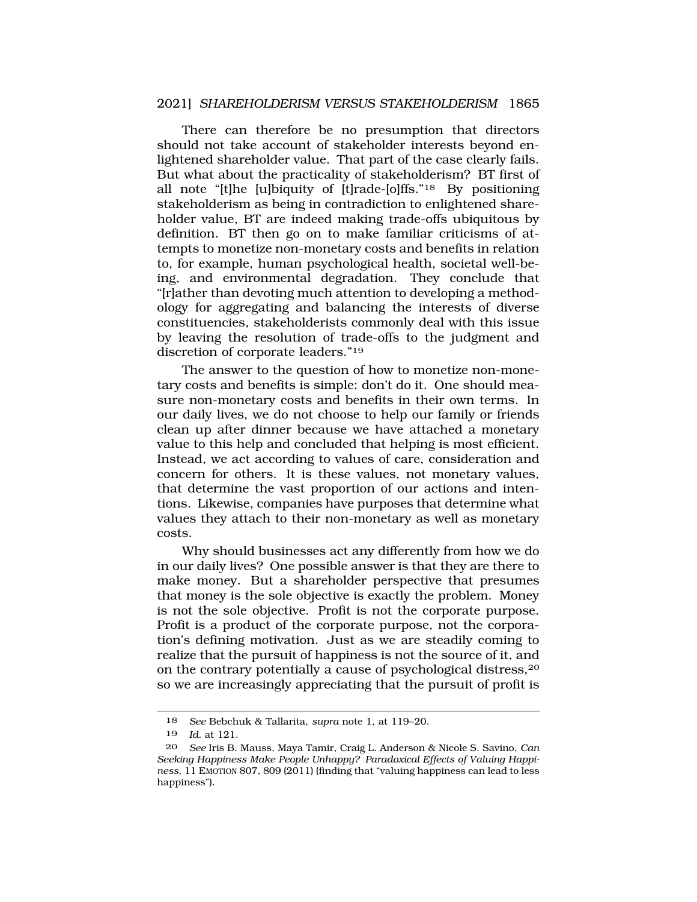There can therefore be no presumption that directors should not take account of stakeholder interests beyond enlightened shareholder value. That part of the case clearly fails. But what about the practicality of stakeholderism? BT first of all note "[t]he [u]biquity of [t]rade-[o]ffs."[18] By positioning stakeholderism as being in contradiction to enlightened shareholder value, BT are indeed making trade-offs ubiquitous by definition. BT then go on to make familiar criticisms of attempts to monetize non-monetary costs and benefits in relation to, for example, human psychological health, societal well-being, and environmental degradation. They conclude that "[r]ather than devoting much attention to developing a methodology for aggregating and balancing the interests of diverse constituencies, stakeholderists commonly deal with this issue by leaving the resolution of trade-offs to the judgment and discretion of corporate leaders."[19]

The answer to the question of how to monetize non-monetary costs and benefits is simple: don't do it. One should measure non-monetary costs and benefits in their own terms. In our daily lives, we do not choose to help our family or friends clean up after dinner because we have attached a monetary value to this help and concluded that helping is most efficient. Instead, we act according to values of care, consideration and concern for others. It is these values, not monetary values, that determine the vast proportion of our actions and intentions. Likewise, companies have purposes that determine what values they attach to their non-monetary as well as monetary costs.

Why should businesses act any differently from how we do in our daily lives? One possible answer is that they are there to make money. But a shareholder perspective that presumes that money is the sole objective is exactly the problem. Money is not the sole objective. Profit is not the corporate purpose. Profit is a product of the corporate purpose, not the corporation's defining motivation. Just as we are steadily coming to realize that the pursuit of happiness is not the source of it, and on the contrary potentially a cause of psychological distress,[20] so we are increasingly appreciating that the pursuit of profit is

---

18 *See* Bebchuk & Tallarita, *supra* note 1, at 119–20.

19 *Id.* at 121.

20 *See* Iris B. Mauss, Maya Tamir, Craig L. Anderson & Nicole S. Savino, *Can Seeking Happiness Make People Unhappy? Paradoxical Effects of Valuing Happiness*, 11 EMOTION 807, 809 (2011) (finding that "valuing happiness can lead to less happiness").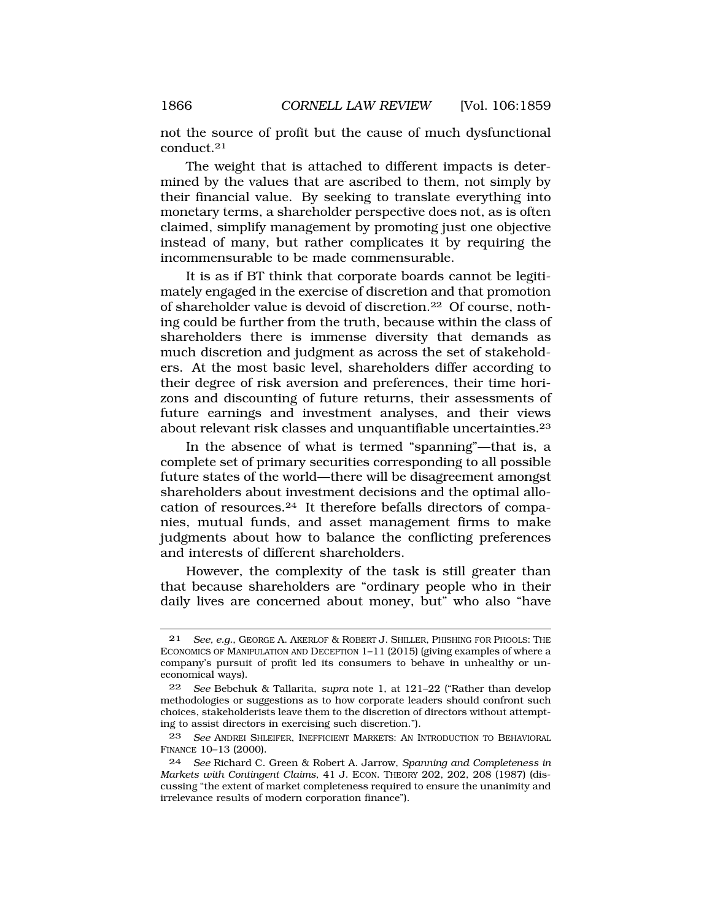not the source of profit but the cause of much dysfunctional conduct.[21]

The weight that is attached to different impacts is determined by the values that are ascribed to them, not simply by their financial value. By seeking to translate everything into monetary terms, a shareholder perspective does not, as is often claimed, simplify management by promoting just one objective instead of many, but rather complicates it by requiring the incommensurable to be made commensurable.

It is as if BT think that corporate boards cannot be legitimately engaged in the exercise of discretion and that promotion of shareholder value is devoid of discretion.[22] Of course, nothing could be further from the truth, because within the class of shareholders there is immense diversity that demands as much discretion and judgment as across the set of stakeholders. At the most basic level, shareholders differ according to their degree of risk aversion and preferences, their time horizons and discounting of future returns, their assessments of future earnings and investment analyses, and their views about relevant risk classes and unquantifiable uncertainties.[23]

In the absence of what is termed "spanning"—that is, a complete set of primary securities corresponding to all possible future states of the world—there will be disagreement amongst shareholders about investment decisions and the optimal allocation of resources.[24] It therefore befalls directors of companies, mutual funds, and asset management firms to make judgments about how to balance the conflicting preferences and interests of different shareholders.

However, the complexity of the task is still greater than that because shareholders are "ordinary people who in their daily lives are concerned about money, but" who also "have

---

21 *See, e.g.*, GEORGE A. AKERLOF & ROBERT J. SHILLER, PHISHING FOR PHOOLS: THE ECONOMICS OF MANIPULATION AND DECEPTION 1–11 (2015) (giving examples of where a company's pursuit of profit led its consumers to behave in unhealthy or uneconomical ways).

22 *See* Bebchuk & Tallarita, *supra* note 1, at 121–22 ("Rather than develop methodologies or suggestions as to how corporate leaders should confront such choices, stakeholderists leave them to the discretion of directors without attempting to assist directors in exercising such discretion.").

23 *See* ANDREI SHLEIFER, INEFFICIENT MARKETS: AN INTRODUCTION TO BEHAVIORAL FINANCE 10–13 (2000).

24 *See* Richard C. Green & Robert A. Jarrow, *Spanning and Completeness in Markets with Contingent Claims*, 41 J. ECON. THEORY 202, 202, 208 (1987) (discussing "the extent of market completeness required to ensure the unanimity and irrelevance results of modern corporation finance").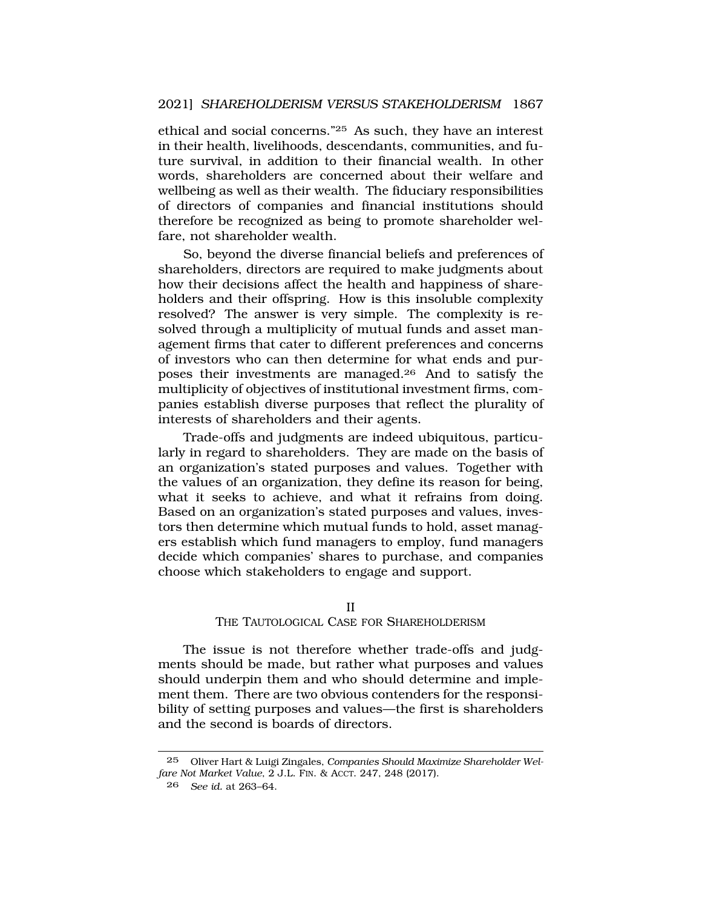ethical and social concerns."[25] As such, they have an interest in their health, livelihoods, descendants, communities, and future survival, in addition to their financial wealth. In other words, shareholders are concerned about their welfare and wellbeing as well as their wealth. The fiduciary responsibilities of directors of companies and financial institutions should therefore be recognized as being to promote shareholder welfare, not shareholder wealth.

So, beyond the diverse financial beliefs and preferences of shareholders, directors are required to make judgments about how their decisions affect the health and happiness of shareholders and their offspring. How is this insoluble complexity resolved? The answer is very simple. The complexity is resolved through a multiplicity of mutual funds and asset management firms that cater to different preferences and concerns of investors who can then determine for what ends and purposes their investments are managed.[26] And to satisfy the multiplicity of objectives of institutional investment firms, companies establish diverse purposes that reflect the plurality of interests of shareholders and their agents.

Trade-offs and judgments are indeed ubiquitous, particularly in regard to shareholders. They are made on the basis of an organization's stated purposes and values. Together with the values of an organization, they define its reason for being, what it seeks to achieve, and what it refrains from doing. Based on an organization's stated purposes and values, investors then determine which mutual funds to hold, asset managers establish which fund managers to employ, fund managers decide which companies' shares to purchase, and companies choose which stakeholders to engage and support.

## II
## THE TAUTOLOGICAL CASE FOR SHAREHOLDERISM

The issue is not therefore whether trade-offs and judgments should be made, but rather what purposes and values should underpin them and who should determine and implement them. There are two obvious contenders for the responsibility of setting purposes and values—the first is shareholders and the second is boards of directors.

---

[25] Oliver Hart & Luigi Zingales, *Companies Should Maximize Shareholder Welfare Not Market Value*, 2 J.L. FIN. & ACCT. 247, 248 (2017).

[26] *See id.* at 263–64.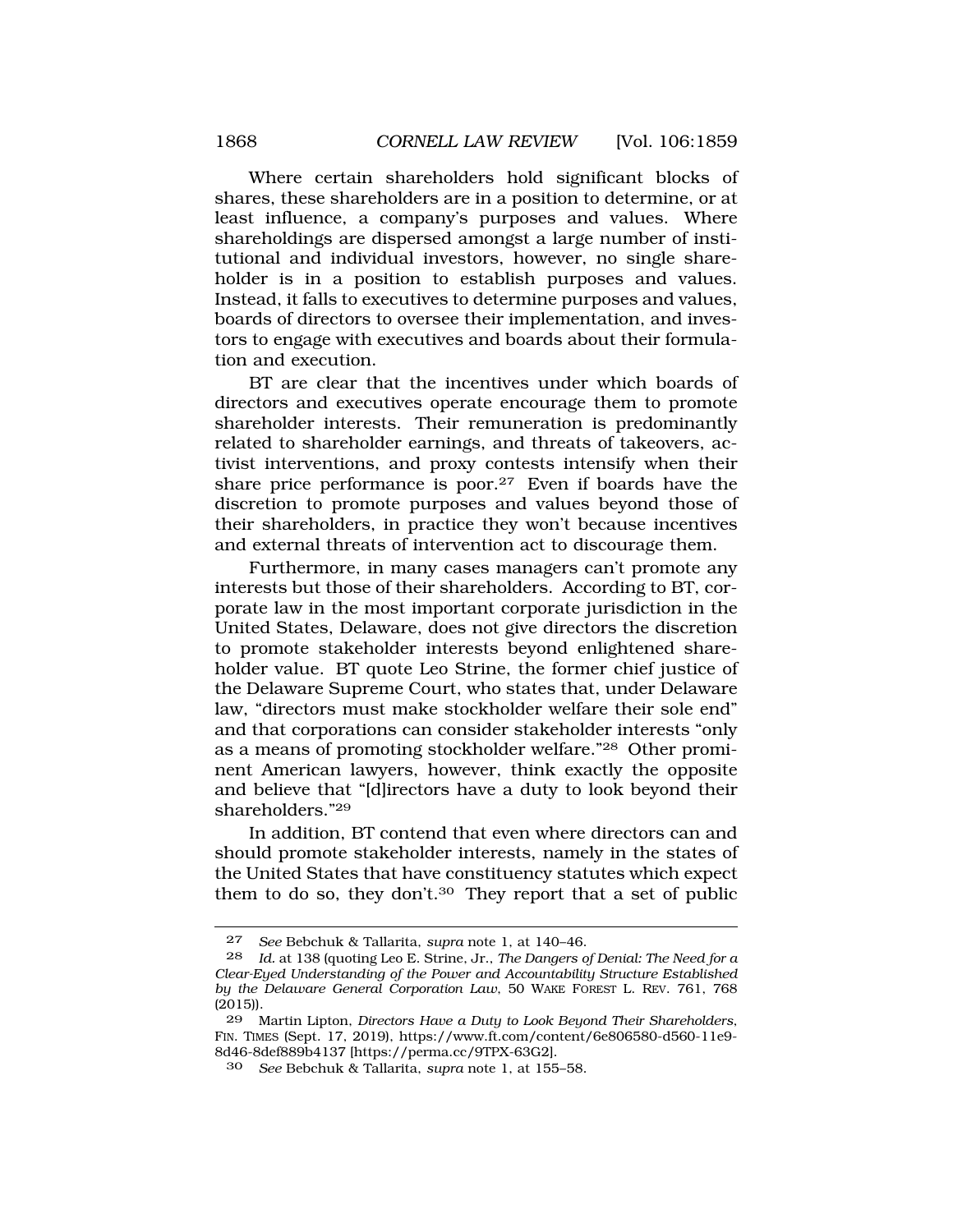Where certain shareholders hold significant blocks of shares, these shareholders are in a position to determine, or at least influence, a company's purposes and values. Where shareholdings are dispersed amongst a large number of institutional and individual investors, however, no single shareholder is in a position to establish purposes and values. Instead, it falls to executives to determine purposes and values, boards of directors to oversee their implementation, and investors to engage with executives and boards about their formulation and execution.

BT are clear that the incentives under which boards of directors and executives operate encourage them to promote shareholder interests. Their remuneration is predominantly related to shareholder earnings, and threats of takeovers, activist interventions, and proxy contests intensify when their share price performance is poor.[27] Even if boards have the discretion to promote purposes and values beyond those of their shareholders, in practice they won't because incentives and external threats of intervention act to discourage them.

Furthermore, in many cases managers can't promote any interests but those of their shareholders. According to BT, corporate law in the most important corporate jurisdiction in the United States, Delaware, does not give directors the discretion to promote stakeholder interests beyond enlightened shareholder value. BT quote Leo Strine, the former chief justice of the Delaware Supreme Court, who states that, under Delaware law, "directors must make stockholder welfare their sole end" and that corporations can consider stakeholder interests "only as a means of promoting stockholder welfare."[28] Other prominent American lawyers, however, think exactly the opposite and believe that "[d]irectors have a duty to look beyond their shareholders."[29]

In addition, BT contend that even where directors can and should promote stakeholder interests, namely in the states of the United States that have constituency statutes which expect them to do so, they don't.[30] They report that a set of public

---

27 *See* Bebchuk & Tallarita, *supra* note 1, at 140–46.

28 *Id.* at 138 (quoting Leo E. Strine, Jr., *The Dangers of Denial: The Need for a Clear-Eyed Understanding of the Power and Accountability Structure Established by the Delaware General Corporation Law*, 50 WAKE FOREST L. REV. 761, 768 (2015)).

29 Martin Lipton, *Directors Have a Duty to Look Beyond Their Shareholders*, FIN. TIMES (Sept. 17, 2019), https://www.ft.com/content/6e806580-d560-11e9-8d46-8def889b4137 [https://perma.cc/9TPX-63G2].

30 *See* Bebchuk & Tallarita, *supra* note 1, at 155–58.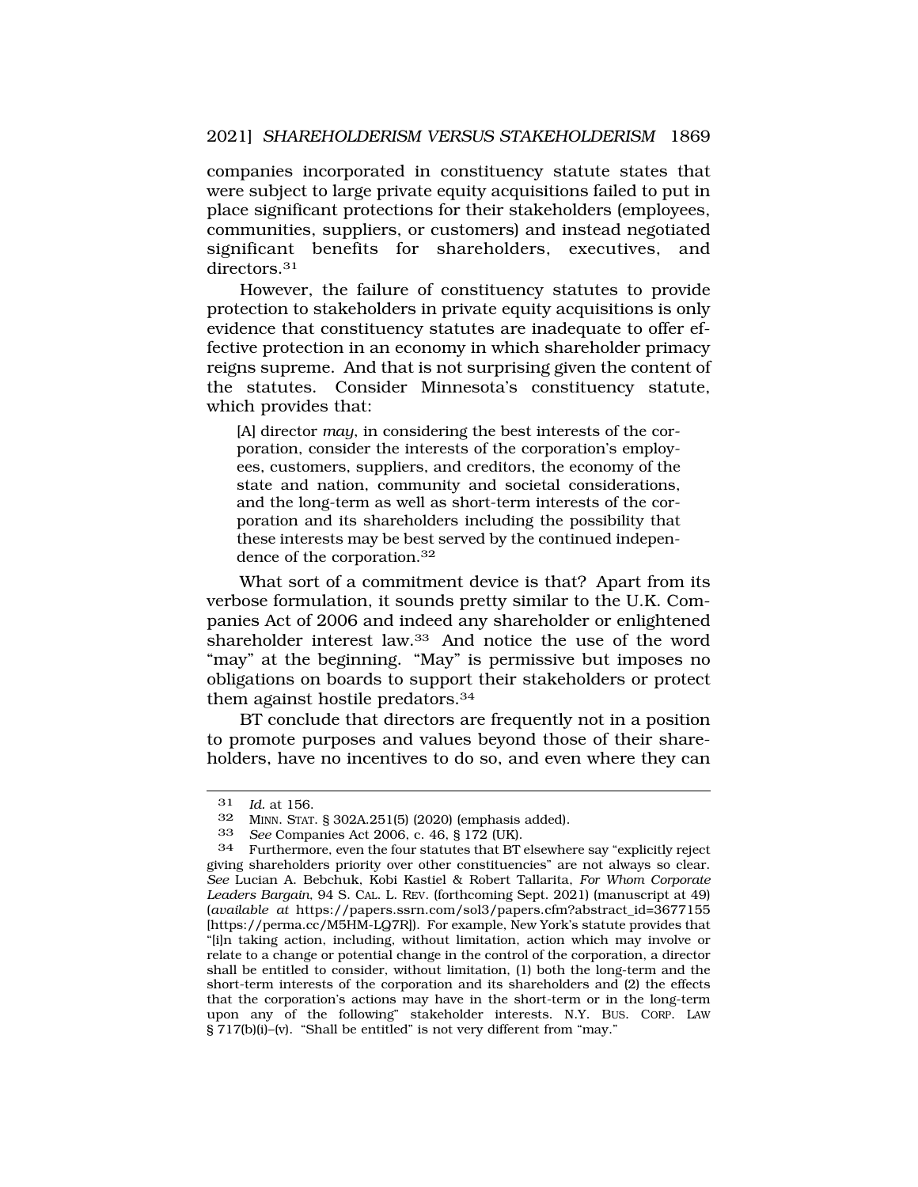companies incorporated in constituency statute states that were subject to large private equity acquisitions failed to put in place significant protections for their stakeholders (employees, communities, suppliers, or customers) and instead negotiated significant benefits for shareholders, executives, and directors.[31]

However, the failure of constituency statutes to provide protection to stakeholders in private equity acquisitions is only evidence that constituency statutes are inadequate to offer effective protection in an economy in which shareholder primacy reigns supreme. And that is not surprising given the content of the statutes. Consider Minnesota's constituency statute, which provides that:

> [A] director *may*, in considering the best interests of the corporation, consider the interests of the corporation's employees, customers, suppliers, and creditors, the economy of the state and nation, community and societal considerations, and the long-term as well as short-term interests of the corporation and its shareholders including the possibility that these interests may be best served by the continued independence of the corporation.[32]

What sort of a commitment device is that? Apart from its verbose formulation, it sounds pretty similar to the U.K. Companies Act of 2006 and indeed any shareholder or enlightened shareholder interest law.[33] And notice the use of the word "may" at the beginning. "May" is permissive but imposes no obligations on boards to support their stakeholders or protect them against hostile predators.[34]

BT conclude that directors are frequently not in a position to promote purposes and values beyond those of their shareholders, have no incentives to do so, and even where they can

---

[31] *Id.* at 156.

[32] MINN. STAT. § 302A.251(5) (2020) (emphasis added).

[33] *See* Companies Act 2006, c. 46, § 172 (UK).

[34] Furthermore, even the four statutes that BT elsewhere say "explicitly reject giving shareholders priority over other constituencies" are not always so clear. *See* Lucian A. Bebchuk, Kobi Kastiel & Robert Tallarita, *For Whom Corporate Leaders Bargain*, 94 S. CAL. L. REV. (forthcoming Sept. 2021) (manuscript at 49) (*available at* https://papers.ssrn.com/sol3/papers.cfm?abstract_id=3677155 [https://perma.cc/M5HM-LQ7R]). For example, New York's statute provides that "[i]n taking action, including, without limitation, action which may involve or relate to a change or potential change in the control of the corporation, a director shall be entitled to consider, without limitation, (1) both the long-term and the short-term interests of the corporation and its shareholders and (2) the effects that the corporation's actions may have in the short-term or in the long-term upon any of the following" stakeholder interests. N.Y. BUS. CORP. LAW § 717(b)(i)–(v). "Shall be entitled" is not very different from "may."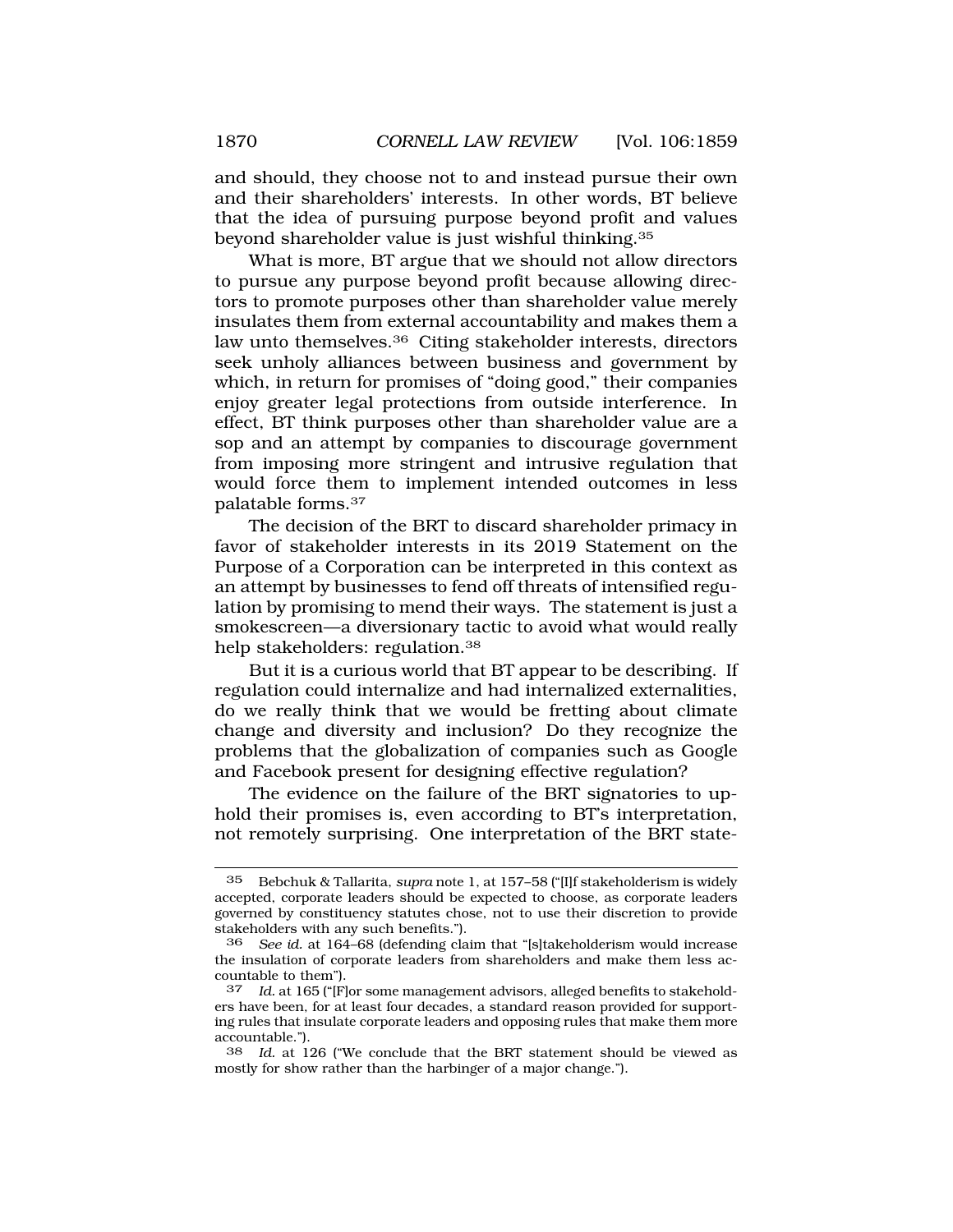and should, they choose not to and instead pursue their own and their shareholders' interests. In other words, BT believe that the idea of pursuing purpose beyond profit and values beyond shareholder value is just wishful thinking.[35]

What is more, BT argue that we should not allow directors to pursue any purpose beyond profit because allowing directors to promote purposes other than shareholder value merely insulates them from external accountability and makes them a law unto themselves.[36] Citing stakeholder interests, directors seek unholy alliances between business and government by which, in return for promises of "doing good," their companies enjoy greater legal protections from outside interference. In effect, BT think purposes other than shareholder value are a sop and an attempt by companies to discourage government from imposing more stringent and intrusive regulation that would force them to implement intended outcomes in less palatable forms.[37]

The decision of the BRT to discard shareholder primacy in favor of stakeholder interests in its 2019 Statement on the Purpose of a Corporation can be interpreted in this context as an attempt by businesses to fend off threats of intensified regulation by promising to mend their ways. The statement is just a smokescreen—a diversionary tactic to avoid what would really help stakeholders: regulation.[38]

But it is a curious world that BT appear to be describing. If regulation could internalize and had internalized externalities, do we really think that we would be fretting about climate change and diversity and inclusion? Do they recognize the problems that the globalization of companies such as Google and Facebook present for designing effective regulation?

The evidence on the failure of the BRT signatories to uphold their promises is, even according to BT's interpretation, not remotely surprising. One interpretation of the BRT state-

---

35 Bebchuk & Tallarita, *supra* note 1, at 157–58 ("[I]f stakeholderism is widely accepted, corporate leaders should be expected to choose, as corporate leaders governed by constituency statutes chose, not to use their discretion to provide stakeholders with any such benefits.").

36 *See id.* at 164–68 (defending claim that "[s]takeholderism would increase the insulation of corporate leaders from shareholders and make them less accountable to them").

37 *Id.* at 165 ("[F]or some management advisors, alleged benefits to stakeholders have been, for at least four decades, a standard reason provided for supporting rules that insulate corporate leaders and opposing rules that make them more accountable.").

38 *Id.* at 126 ("We conclude that the BRT statement should be viewed as mostly for show rather than the harbinger of a major change.").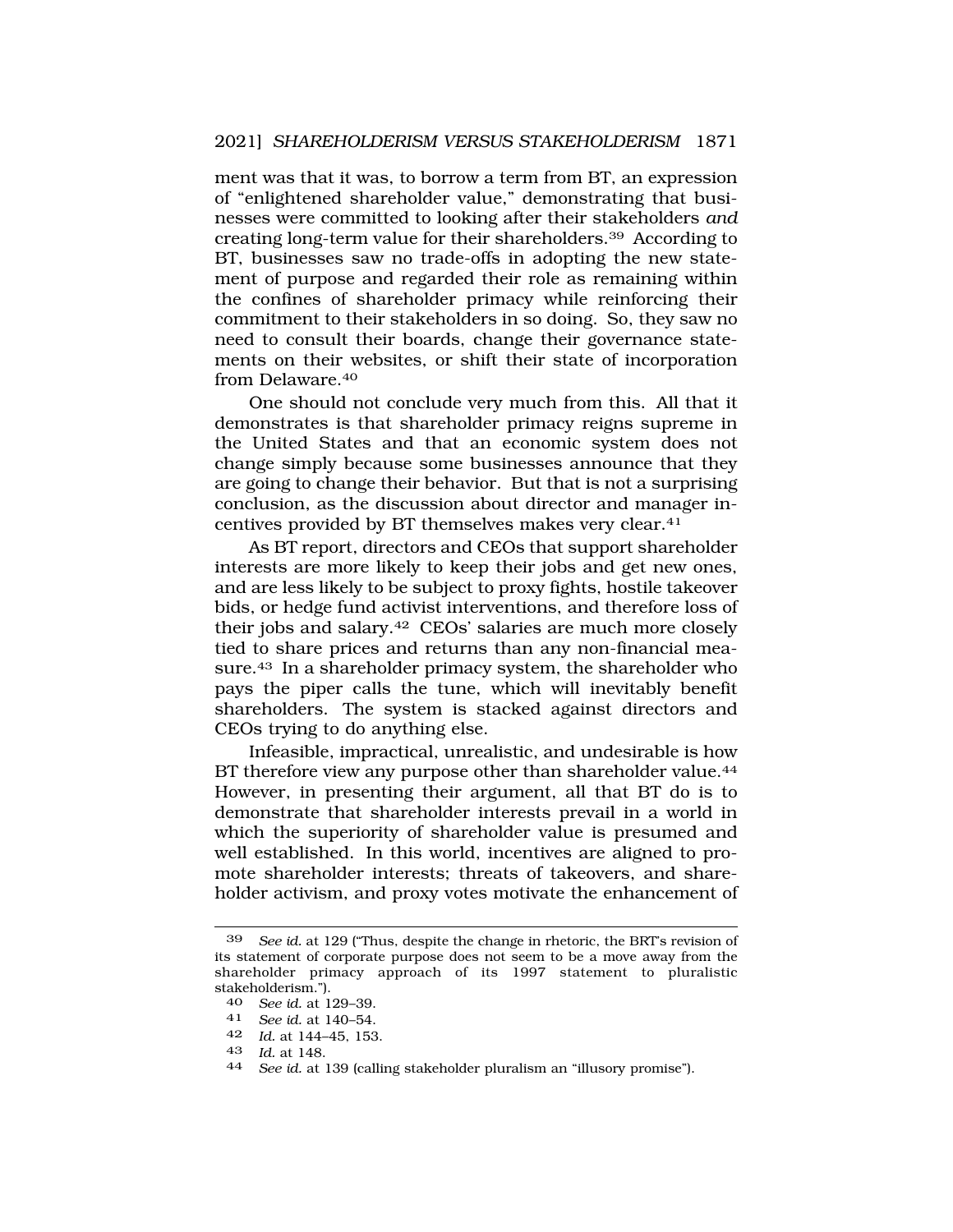ment was that it was, to borrow a term from BT, an expression of "enlightened shareholder value," demonstrating that businesses were committed to looking after their stakeholders *and* creating long-term value for their shareholders.[39] According to BT, businesses saw no trade-offs in adopting the new statement of purpose and regarded their role as remaining within the confines of shareholder primacy while reinforcing their commitment to their stakeholders in so doing. So, they saw no need to consult their boards, change their governance statements on their websites, or shift their state of incorporation from Delaware.[40]

One should not conclude very much from this. All that it demonstrates is that shareholder primacy reigns supreme in the United States and that an economic system does not change simply because some businesses announce that they are going to change their behavior. But that is not a surprising conclusion, as the discussion about director and manager incentives provided by BT themselves makes very clear.[41]

As BT report, directors and CEOs that support shareholder interests are more likely to keep their jobs and get new ones, and are less likely to be subject to proxy fights, hostile takeover bids, or hedge fund activist interventions, and therefore loss of their jobs and salary.[42] CEOs' salaries are much more closely tied to share prices and returns than any non-financial measure.[43] In a shareholder primacy system, the shareholder who pays the piper calls the tune, which will inevitably benefit shareholders. The system is stacked against directors and CEOs trying to do anything else.

Infeasible, impractical, unrealistic, and undesirable is how BT therefore view any purpose other than shareholder value.[44] However, in presenting their argument, all that BT do is to demonstrate that shareholder interests prevail in a world in which the superiority of shareholder value is presumed and well established. In this world, incentives are aligned to promote shareholder interests; threats of takeovers, and shareholder activism, and proxy votes motivate the enhancement of

---

39 *See id.* at 129 ("Thus, despite the change in rhetoric, the BRT's revision of its statement of corporate purpose does not seem to be a move away from the shareholder primacy approach of its 1997 statement to pluralistic stakeholderism.").

40 *See id.* at 129–39.

41 *See id.* at 140–54.

42 *Id.* at 144–45, 153.

43 *Id.* at 148.

44 *See id.* at 139 (calling stakeholder pluralism an "illusory promise").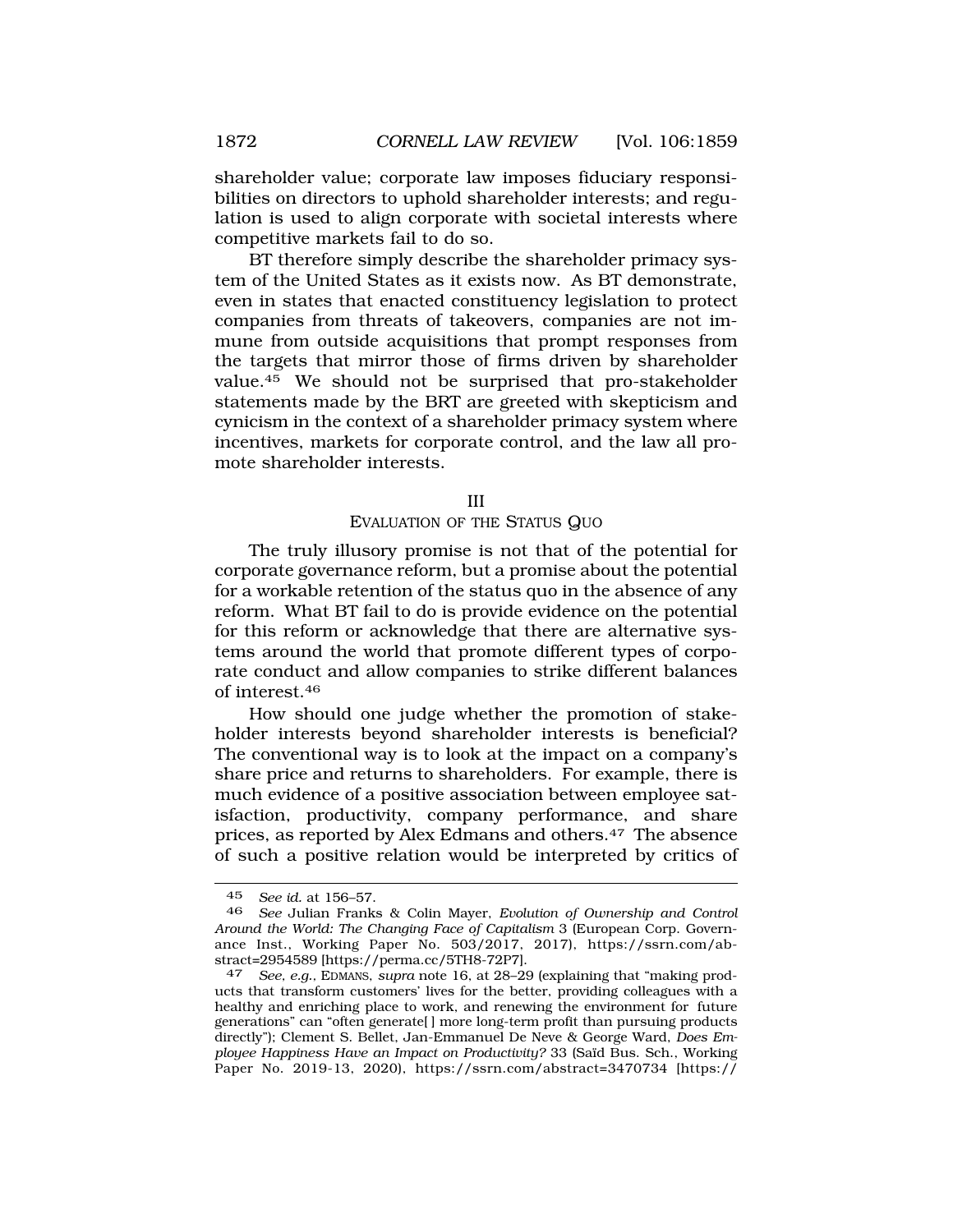shareholder value; corporate law imposes fiduciary responsibilities on directors to uphold shareholder interests; and regulation is used to align corporate with societal interests where competitive markets fail to do so.

BT therefore simply describe the shareholder primacy system of the United States as it exists now. As BT demonstrate, even in states that enacted constituency legislation to protect companies from threats of takeovers, companies are not immune from outside acquisitions that prompt responses from the targets that mirror those of firms driven by shareholder value.[45] We should not be surprised that pro-stakeholder statements made by the BRT are greeted with skepticism and cynicism in the context of a shareholder primacy system where incentives, markets for corporate control, and the law all promote shareholder interests.

## III
## EVALUATION OF THE STATUS QUO

The truly illusory promise is not that of the potential for corporate governance reform, but a promise about the potential for a workable retention of the status quo in the absence of any reform. What BT fail to do is provide evidence on the potential for this reform or acknowledge that there are alternative systems around the world that promote different types of corporate conduct and allow companies to strike different balances of interest.[46]

How should one judge whether the promotion of stakeholder interests beyond shareholder interests is beneficial? The conventional way is to look at the impact on a company's share price and returns to shareholders. For example, there is much evidence of a positive association between employee satisfaction, productivity, company performance, and share prices, as reported by Alex Edmans and others.[47] The absence of such a positive relation would be interpreted by critics of

---

45 *See id.* at 156–57.

46 *See* Julian Franks & Colin Mayer, *Evolution of Ownership and Control Around the World: The Changing Face of Capitalism* 3 (European Corp. Governance Inst., Working Paper No. 503/2017, 2017), https://ssrn.com/abstract=2954589 [https://perma.cc/5TH8-72P7].

47 *See, e.g.*, EDMANS, *supra* note 16, at 28–29 (explaining that "making products that transform customers' lives for the better, providing colleagues with a healthy and enriching place to work, and renewing the environment for future generations" can "often generate[ ] more long-term profit than pursuing products directly"); Clement S. Bellet, Jan-Emmanuel De Neve & George Ward, *Does Employee Happiness Have an Impact on Productivity?* 33 (Saïd Bus. Sch., Working Paper No. 2019-13, 2020), https://ssrn.com/abstract=3470734 [https://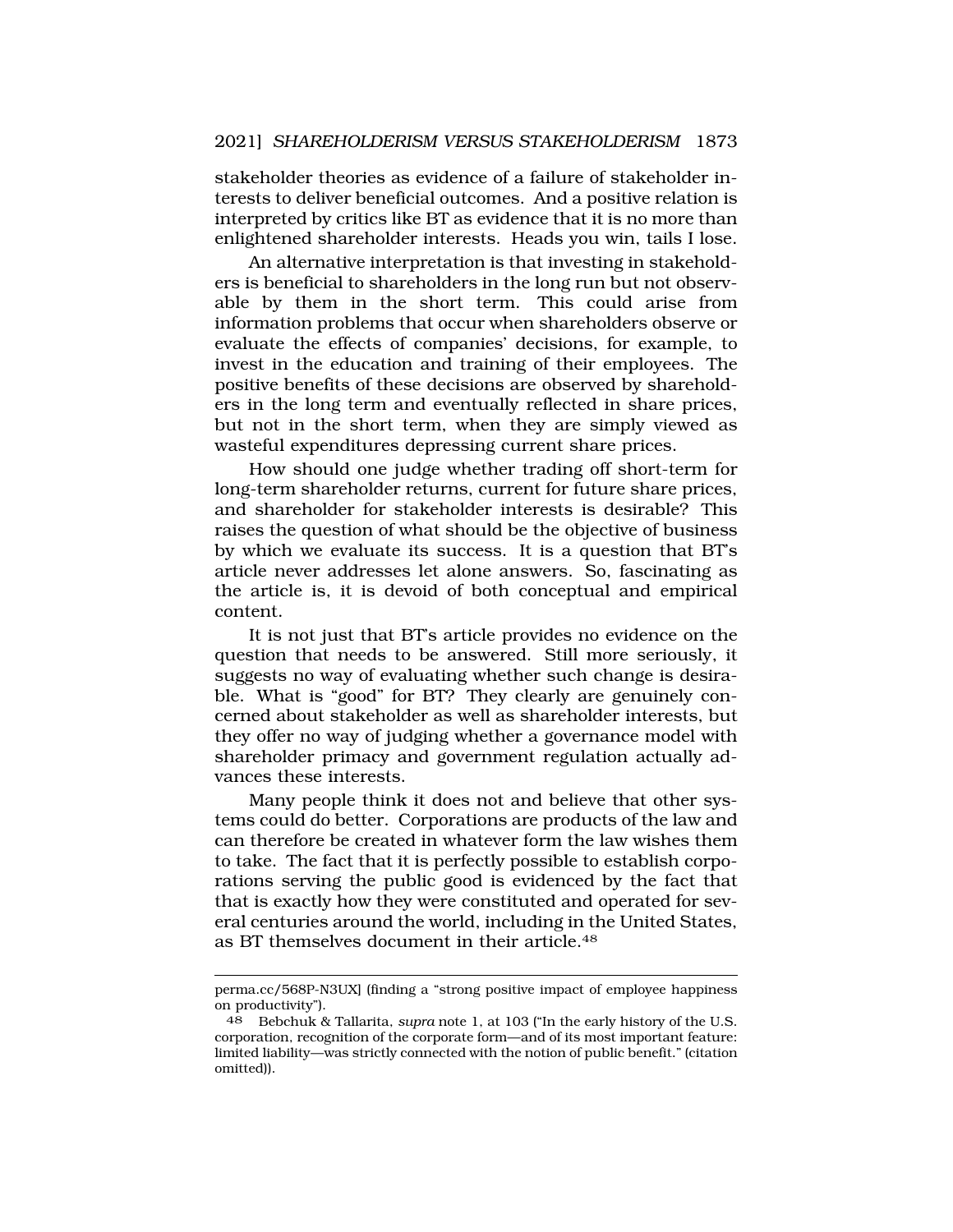stakeholder theories as evidence of a failure of stakeholder interests to deliver beneficial outcomes. And a positive relation is interpreted by critics like BT as evidence that it is no more than enlightened shareholder interests. Heads you win, tails I lose.

An alternative interpretation is that investing in stakeholders is beneficial to shareholders in the long run but not observable by them in the short term. This could arise from information problems that occur when shareholders observe or evaluate the effects of companies' decisions, for example, to invest in the education and training of their employees. The positive benefits of these decisions are observed by shareholders in the long term and eventually reflected in share prices, but not in the short term, when they are simply viewed as wasteful expenditures depressing current share prices.

How should one judge whether trading off short-term for long-term shareholder returns, current for future share prices, and shareholder for stakeholder interests is desirable? This raises the question of what should be the objective of business by which we evaluate its success. It is a question that BT's article never addresses let alone answers. So, fascinating as the article is, it is devoid of both conceptual and empirical content.

It is not just that BT's article provides no evidence on the question that needs to be answered. Still more seriously, it suggests no way of evaluating whether such change is desirable. What is "good" for BT? They clearly are genuinely concerned about stakeholder as well as shareholder interests, but they offer no way of judging whether a governance model with shareholder primacy and government regulation actually advances these interests.

Many people think it does not and believe that other systems could do better. Corporations are products of the law and can therefore be created in whatever form the law wishes them to take. The fact that it is perfectly possible to establish corporations serving the public good is evidenced by the fact that that is exactly how they were constituted and operated for several centuries around the world, including in the United States, as BT themselves document in their article.[48]

---

perma.cc/568P-N3UX] (finding a "strong positive impact of employee happiness on productivity").

48 Bebchuk & Tallarita, *supra* note 1, at 103 ("In the early history of the U.S. corporation, recognition of the corporate form—and of its most important feature: limited liability—was strictly connected with the notion of public benefit." (citation omitted)).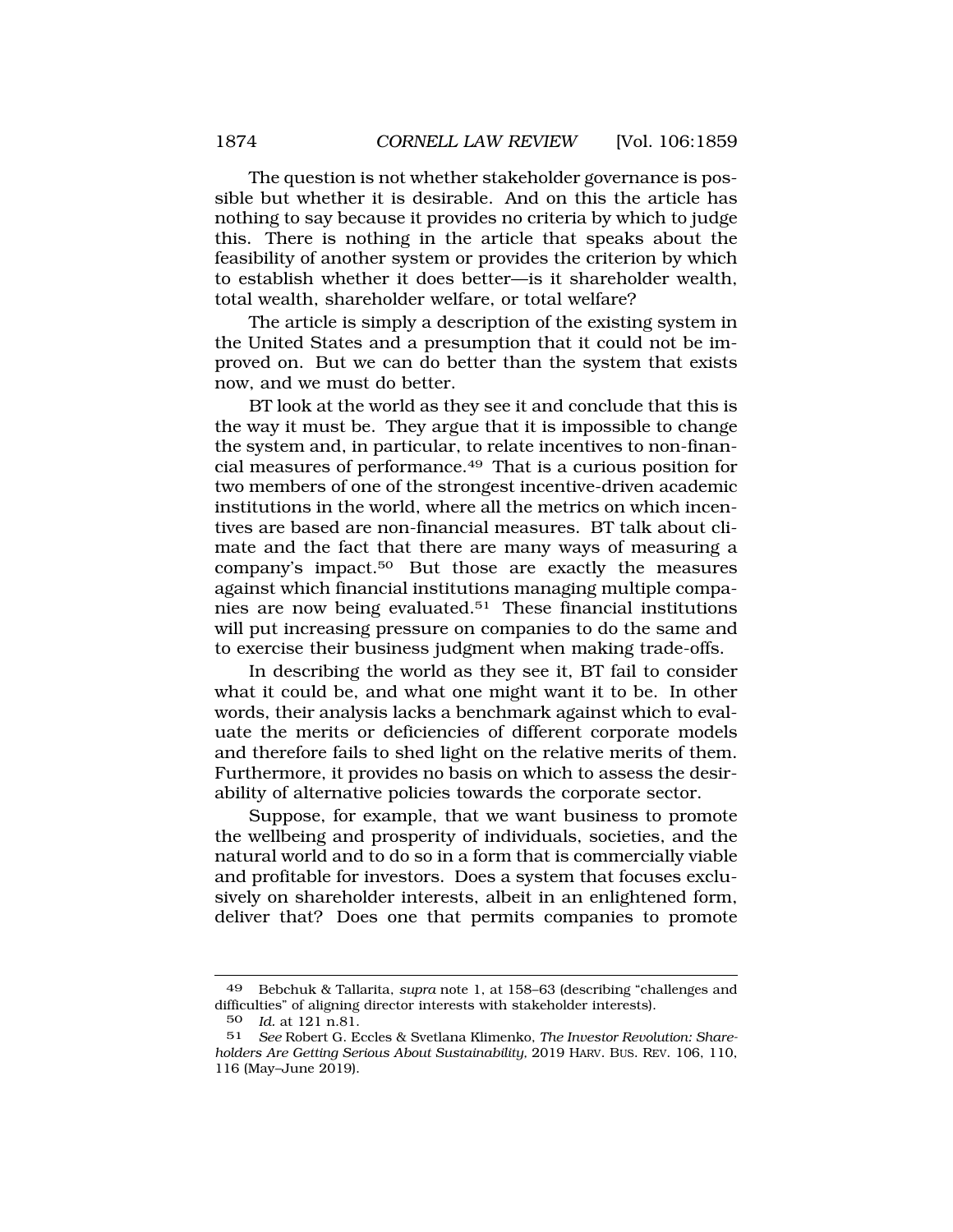The question is not whether stakeholder governance is possible but whether it is desirable. And on this the article has nothing to say because it provides no criteria by which to judge this. There is nothing in the article that speaks about the feasibility of another system or provides the criterion by which to establish whether it does better—is it shareholder wealth, total wealth, shareholder welfare, or total welfare?

The article is simply a description of the existing system in the United States and a presumption that it could not be improved on. But we can do better than the system that exists now, and we must do better.

BT look at the world as they see it and conclude that this is the way it must be. They argue that it is impossible to change the system and, in particular, to relate incentives to non-financial measures of performance.[49] That is a curious position for two members of one of the strongest incentive-driven academic institutions in the world, where all the metrics on which incentives are based are non-financial measures. BT talk about climate and the fact that there are many ways of measuring a company's impact.[50] But those are exactly the measures against which financial institutions managing multiple companies are now being evaluated.[51] These financial institutions will put increasing pressure on companies to do the same and to exercise their business judgment when making trade-offs.

In describing the world as they see it, BT fail to consider what it could be, and what one might want it to be. In other words, their analysis lacks a benchmark against which to evaluate the merits or deficiencies of different corporate models and therefore fails to shed light on the relative merits of them. Furthermore, it provides no basis on which to assess the desirability of alternative policies towards the corporate sector.

Suppose, for example, that we want business to promote the wellbeing and prosperity of individuals, societies, and the natural world and to do so in a form that is commercially viable and profitable for investors. Does a system that focuses exclusively on shareholder interests, albeit in an enlightened form, deliver that? Does one that permits companies to promote

---

49 Bebchuk & Tallarita, *supra* note 1, at 158–63 (describing "challenges and difficulties" of aligning director interests with stakeholder interests).

50 *Id.* at 121 n.81.

51 *See* Robert G. Eccles & Svetlana Klimenko, *The Investor Revolution: Shareholders Are Getting Serious About Sustainability*, 2019 HARV. BUS. REV. 106, 110, 116 (May–June 2019).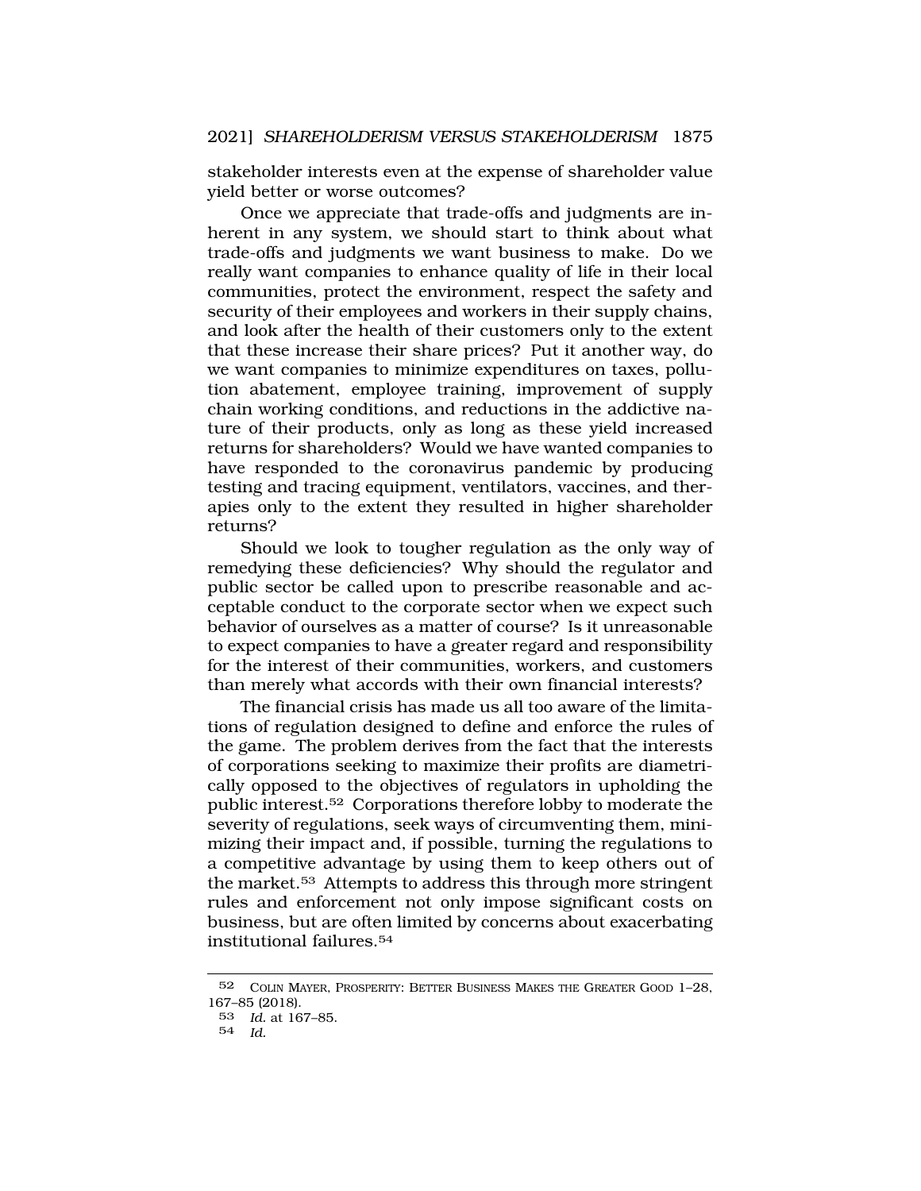stakeholder interests even at the expense of shareholder value yield better or worse outcomes?

Once we appreciate that trade-offs and judgments are inherent in any system, we should start to think about what trade-offs and judgments we want business to make. Do we really want companies to enhance quality of life in their local communities, protect the environment, respect the safety and security of their employees and workers in their supply chains, and look after the health of their customers only to the extent that these increase their share prices? Put it another way, do we want companies to minimize expenditures on taxes, pollution abatement, employee training, improvement of supply chain working conditions, and reductions in the addictive nature of their products, only as long as these yield increased returns for shareholders? Would we have wanted companies to have responded to the coronavirus pandemic by producing testing and tracing equipment, ventilators, vaccines, and therapies only to the extent they resulted in higher shareholder returns?

Should we look to tougher regulation as the only way of remedying these deficiencies? Why should the regulator and public sector be called upon to prescribe reasonable and acceptable conduct to the corporate sector when we expect such behavior of ourselves as a matter of course? Is it unreasonable to expect companies to have a greater regard and responsibility for the interest of their communities, workers, and customers than merely what accords with their own financial interests?

The financial crisis has made us all too aware of the limitations of regulation designed to define and enforce the rules of the game. The problem derives from the fact that the interests of corporations seeking to maximize their profits are diametrically opposed to the objectives of regulators in upholding the public interest.[52] Corporations therefore lobby to moderate the severity of regulations, seek ways of circumventing them, minimizing their impact and, if possible, turning the regulations to a competitive advantage by using them to keep others out of the market.[53] Attempts to address this through more stringent rules and enforcement not only impose significant costs on business, but are often limited by concerns about exacerbating institutional failures.[54]

---

52 COLIN MAYER, PROSPERITY: BETTER BUSINESS MAKES THE GREATER GOOD 1–28, 167–85 (2018).

53 *Id.* at 167–85.

54 *Id.*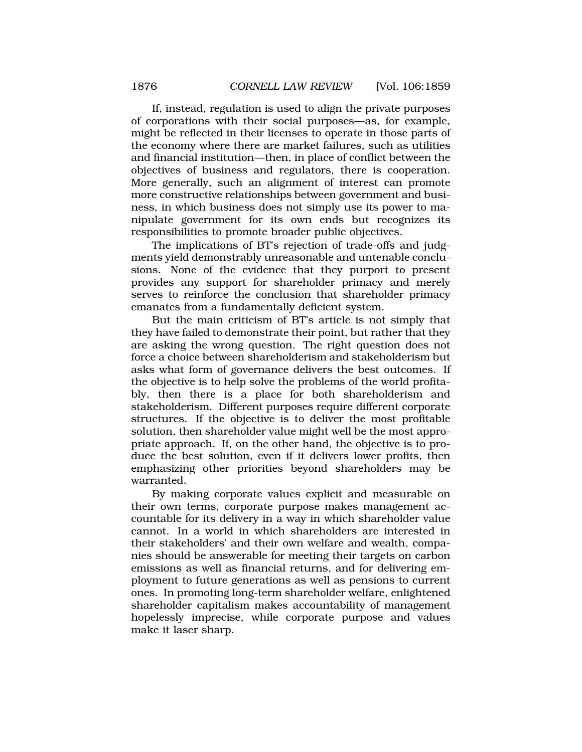If, instead, regulation is used to align the private purposes of corporations with their social purposes—as, for example, might be reflected in their licenses to operate in those parts of the economy where there are market failures, such as utilities and financial institution—then, in place of conflict between the objectives of business and regulators, there is cooperation. More generally, such an alignment of interest can promote more constructive relationships between government and business, in which business does not simply use its power to manipulate government for its own ends but recognizes its responsibilities to promote broader public objectives.

The implications of BT's rejection of trade-offs and judgments yield demonstrably unreasonable and untenable conclusions. None of the evidence that they purport to present provides any support for shareholder primacy and merely serves to reinforce the conclusion that shareholder primacy emanates from a fundamentally deficient system.

But the main criticism of BT's article is not simply that they have failed to demonstrate their point, but rather that they are asking the wrong question. The right question does not force a choice between shareholderism and stakeholderism but asks what form of governance delivers the best outcomes. If the objective is to help solve the problems of the world profitably, then there is a place for both shareholderism and stakeholderism. Different purposes require different corporate structures. If the objective is to deliver the most profitable solution, then shareholder value might well be the most appropriate approach. If, on the other hand, the objective is to produce the best solution, even if it delivers lower profits, then emphasizing other priorities beyond shareholders may be warranted.

By making corporate values explicit and measurable on their own terms, corporate purpose makes management accountable for its delivery in a way in which shareholder value cannot. In a world in which shareholders are interested in their stakeholders' and their own welfare and wealth, companies should be answerable for meeting their targets on carbon emissions as well as financial returns, and for delivering employment to future generations as well as pensions to current ones. In promoting long-term shareholder welfare, enlightened shareholder capitalism makes accountability of management hopelessly imprecise, while corporate purpose and values make it laser sharp.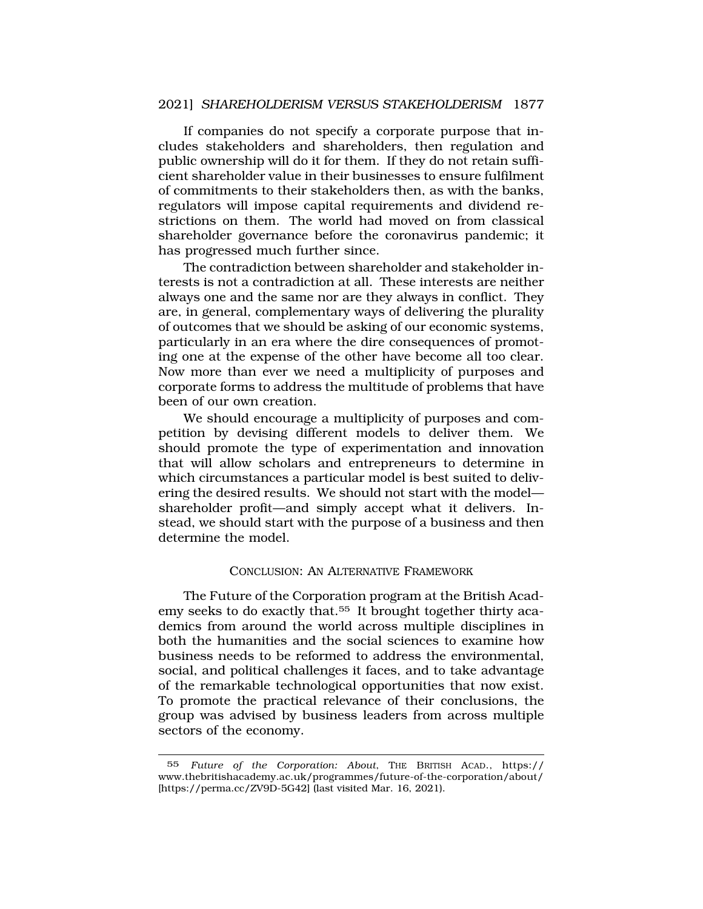If companies do not specify a corporate purpose that includes stakeholders and shareholders, then regulation and public ownership will do it for them. If they do not retain sufficient shareholder value in their businesses to ensure fulfilment of commitments to their stakeholders then, as with the banks, regulators will impose capital requirements and dividend restrictions on them. The world had moved on from classical shareholder governance before the coronavirus pandemic; it has progressed much further since.

The contradiction between shareholder and stakeholder interests is not a contradiction at all. These interests are neither always one and the same nor are they always in conflict. They are, in general, complementary ways of delivering the plurality of outcomes that we should be asking of our economic systems, particularly in an era where the dire consequences of promoting one at the expense of the other have become all too clear. Now more than ever we need a multiplicity of purposes and corporate forms to address the multitude of problems that have been of our own creation.

We should encourage a multiplicity of purposes and competition by devising different models to deliver them. We should promote the type of experimentation and innovation that will allow scholars and entrepreneurs to determine in which circumstances a particular model is best suited to delivering the desired results. We should not start with the model—shareholder profit—and simply accept what it delivers. Instead, we should start with the purpose of a business and then determine the model.

## CONCLUSION: AN ALTERNATIVE FRAMEWORK

The Future of the Corporation program at the British Academy seeks to do exactly that.[55] It brought together thirty academics from around the world across multiple disciplines in both the humanities and the social sciences to examine how business needs to be reformed to address the environmental, social, and political challenges it faces, and to take advantage of the remarkable technological opportunities that now exist. To promote the practical relevance of their conclusions, the group was advised by business leaders from across multiple sectors of the economy.

---

55 *Future of the Corporation: About*, THE BRITISH ACAD., https://www.thebritishacademy.ac.uk/programmes/future-of-the-corporation/about/ [https://perma.cc/ZV9D-5G42] (last visited Mar. 16, 2021).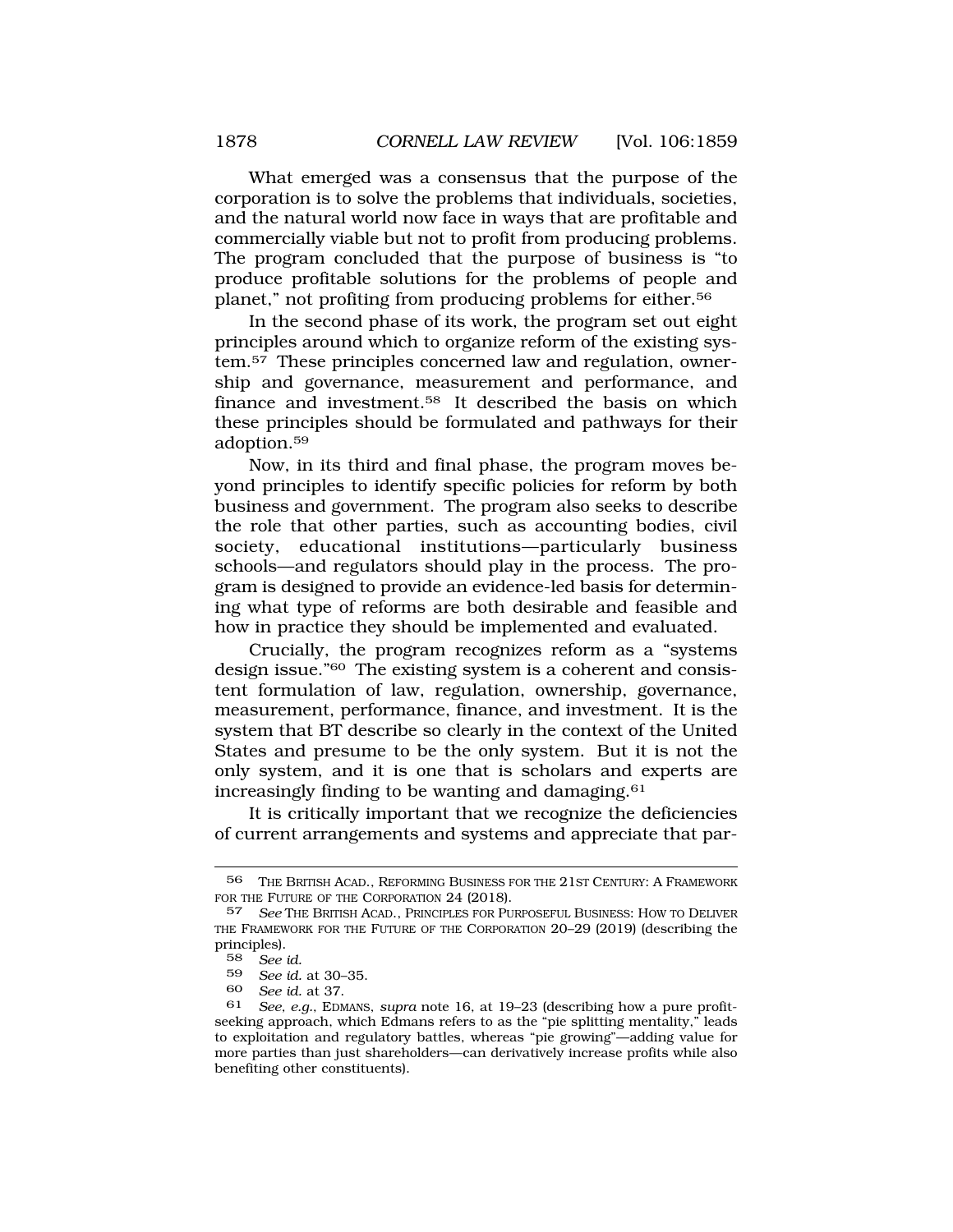What emerged was a consensus that the purpose of the corporation is to solve the problems that individuals, societies, and the natural world now face in ways that are profitable and commercially viable but not to profit from producing problems. The program concluded that the purpose of business is "to produce profitable solutions for the problems of people and planet," not profiting from producing problems for either.[56]

In the second phase of its work, the program set out eight principles around which to organize reform of the existing system.[57] These principles concerned law and regulation, ownership and governance, measurement and performance, and finance and investment.[58] It described the basis on which these principles should be formulated and pathways for their adoption.[59]

Now, in its third and final phase, the program moves beyond principles to identify specific policies for reform by both business and government. The program also seeks to describe the role that other parties, such as accounting bodies, civil society, educational institutions—particularly business schools—and regulators should play in the process. The program is designed to provide an evidence-led basis for determining what type of reforms are both desirable and feasible and how in practice they should be implemented and evaluated.

Crucially, the program recognizes reform as a "systems design issue."[60] The existing system is a coherent and consistent formulation of law, regulation, ownership, governance, measurement, performance, finance, and investment. It is the system that BT describe so clearly in the context of the United States and presume to be the only system. But it is not the only system, and it is one that is scholars and experts are increasingly finding to be wanting and damaging.[61]

It is critically important that we recognize the deficiencies of current arrangements and systems and appreciate that par-

---

56 THE BRITISH ACAD., REFORMING BUSINESS FOR THE 21ST CENTURY: A FRAMEWORK FOR THE FUTURE OF THE CORPORATION 24 (2018).

57 *See* THE BRITISH ACAD., PRINCIPLES FOR PURPOSEFUL BUSINESS: HOW TO DELIVER THE FRAMEWORK FOR THE FUTURE OF THE CORPORATION 20–29 (2019) (describing the principles).

58 *See id.*

59 *See id.* at 30–35.

60 *See id.* at 37.

61 *See, e.g.*, EDMANS, *supra* note 16, at 19–23 (describing how a pure profit-seeking approach, which Edmans refers to as the "pie splitting mentality," leads to exploitation and regulatory battles, whereas "pie growing"—adding value for more parties than just shareholders—can derivatively increase profits while also benefiting other constituents).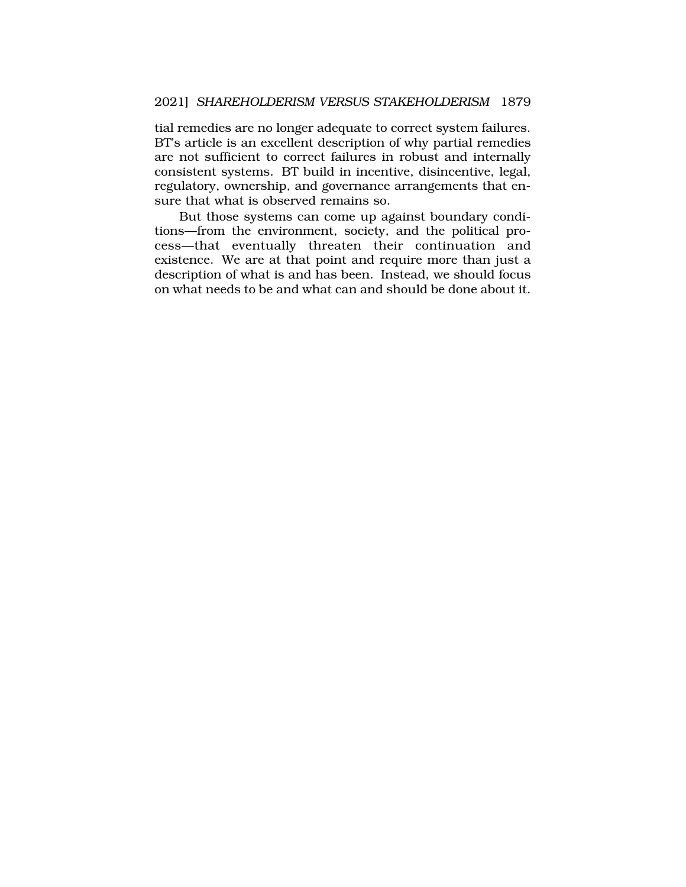tial remedies are no longer adequate to correct system failures. BT's article is an excellent description of why partial remedies are not sufficient to correct failures in robust and internally consistent systems. BT build in incentive, disincentive, legal, regulatory, ownership, and governance arrangements that ensure that what is observed remains so.

But those systems can come up against boundary conditions—from the environment, society, and the political process—that eventually threaten their continuation and existence. We are at that point and require more than just a description of what is and has been. Instead, we should focus on what needs to be and what can and should be done about it.